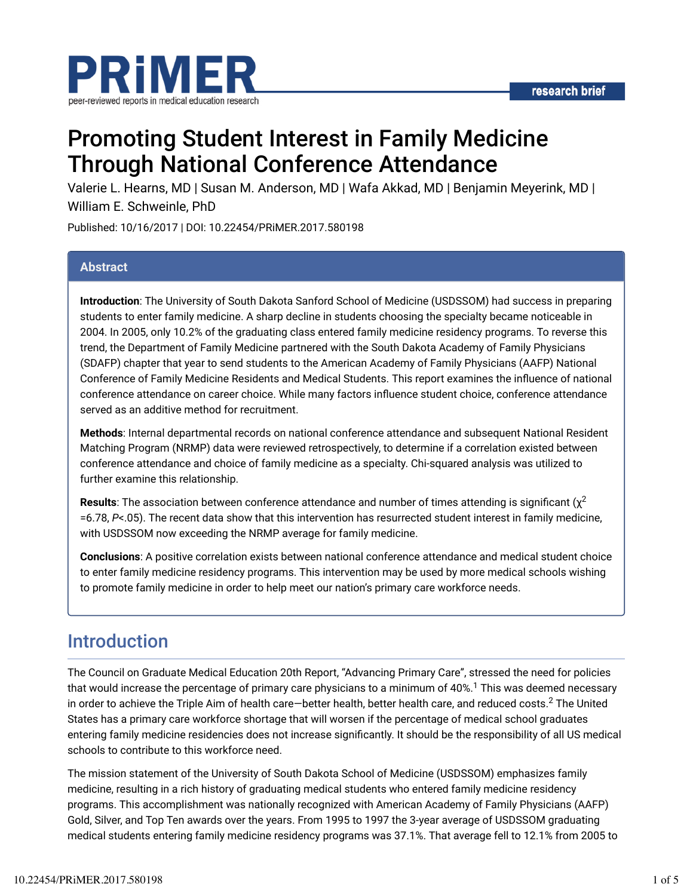# Promoting Student Interest in Family Medicine Through National Conference Attendance

Valerie L. Hearns, MD | Susan M. Anderson, MD | Wafa Akkad, MD | Benjamin Meyerink, MD | William E. Schweinle, PhD

Published: 10/16/2017 | DOI: 10.22454/PRiMER.2017.580198

## Abstract

**Introduction**: The University of South Dakota Sanford School of Medicine (USDSSOM) had success in preparing students to enter family medicine. A sharp decline in students choosing the specialty became noticeable in 2004. In 2005, only 10.2% of the graduating class entered family medicine residency programs. To reverse this trend, the Department of Family Medicine partnered with the South Dakota Academy of Family Physicians (SDAFP) chapter that year to send students to the American Academy of Family Physicians (AAFP) National Conference of Family Medicine Residents and Medical Students. This report examines the influence of national conference attendance on career choice. While many factors influence student choice, conference attendance served as an additive method for recruitment.

**Methods**: Internal departmental records on national conference attendance and subsequent National Resident Matching Program (NRMP) data were reviewed retrospectively, to determine if a correlation existed between conference attendance and choice of family medicine as a specialty. Chi-squared analysis was utilized to further examine this relationship.

**Results**: The association between conference attendance and number of times attending is significant ($\chi^2 = 6.78$, $P < .05$). The recent data show that this intervention has resurrected student interest in family medicine, with USDSSOM now exceeding the NRMP average for family medicine.

**Conclusions**: A positive correlation exists between national conference attendance and medical student choice to enter family medicine residency programs. This intervention may be used by more medical schools wishing to promote family medicine in order to help meet our nation's primary care workforce needs.

## Introduction

The Council on Graduate Medical Education 20th Report, "Advancing Primary Care", stressed the need for policies that would increase the percentage of primary care physicians to a minimum of 40%.[1] This was deemed necessary in order to achieve the Triple Aim of health care—better health, better health care, and reduced costs.[2] The United States has a primary care workforce shortage that will worsen if the percentage of medical school graduates entering family medicine residencies does not increase significantly. It should be the responsibility of all US medical schools to contribute to this workforce need.

The mission statement of the University of South Dakota School of Medicine (USDSSOM) emphasizes family medicine, resulting in a rich history of graduating medical students who entered family medicine residency programs. This accomplishment was nationally recognized with American Academy of Family Physicians (AAFP) Gold, Silver, and Top Ten awards over the years. From 1995 to 1997 the 3-year average of USDSSOM graduating medical students entering family medicine residency programs was 37.1%. That average fell to 12.1% from 2005 to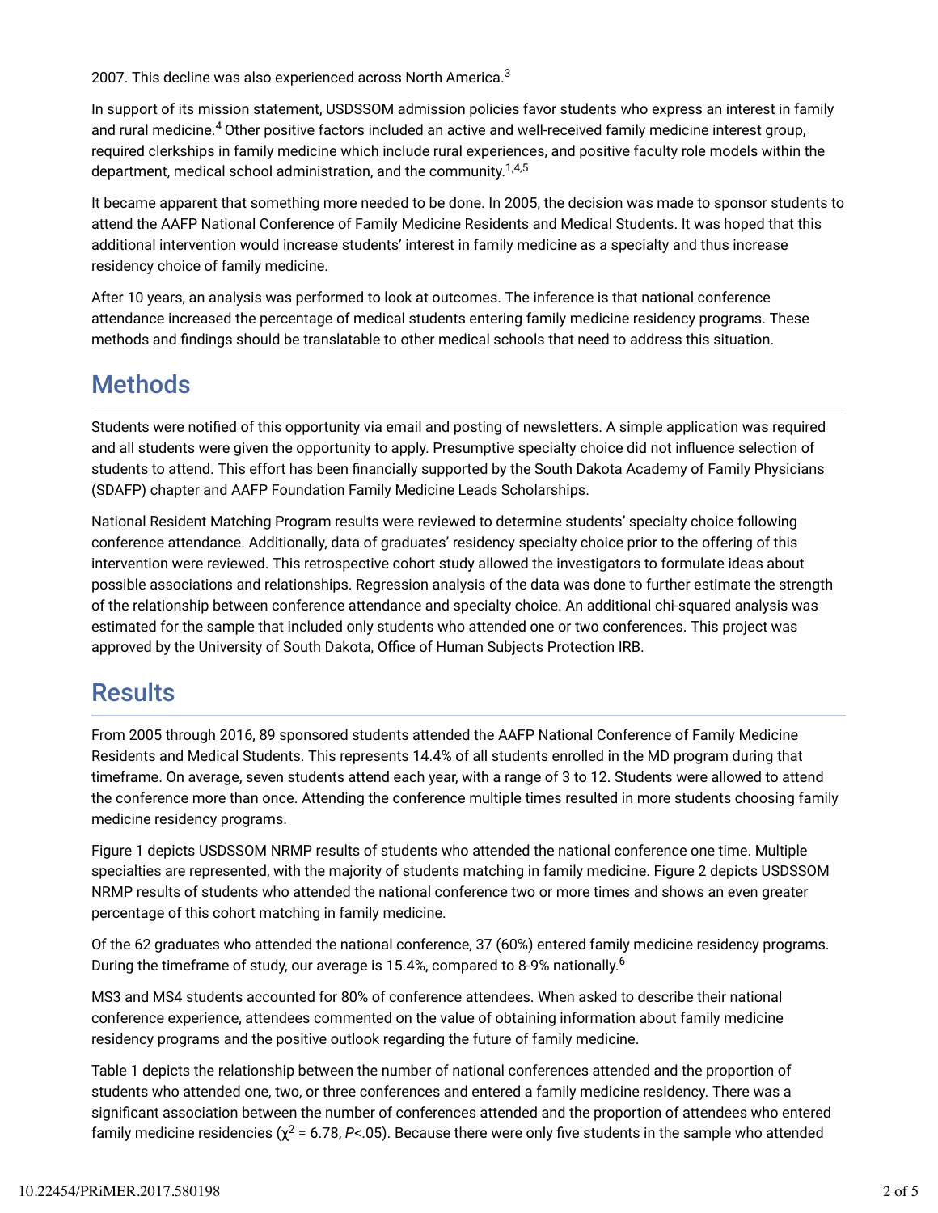2007. This decline was also experienced across North America.[3]

In support of its mission statement, USDSSOM admission policies favor students who express an interest in family and rural medicine.[4] Other positive factors included an active and well-received family medicine interest group, required clerkships in family medicine which include rural experiences, and positive faculty role models within the department, medical school administration, and the community.[1,4,5]

It became apparent that something more needed to be done. In 2005, the decision was made to sponsor students to attend the AAFP National Conference of Family Medicine Residents and Medical Students. It was hoped that this additional intervention would increase students' interest in family medicine as a specialty and thus increase residency choice of family medicine.

After 10 years, an analysis was performed to look at outcomes. The inference is that national conference attendance increased the percentage of medical students entering family medicine residency programs. These methods and findings should be translatable to other medical schools that need to address this situation.

## Methods

Students were notified of this opportunity via email and posting of newsletters. A simple application was required and all students were given the opportunity to apply. Presumptive specialty choice did not influence selection of students to attend. This effort has been financially supported by the South Dakota Academy of Family Physicians (SDAFP) chapter and AAFP Foundation Family Medicine Leads Scholarships.

National Resident Matching Program results were reviewed to determine students' specialty choice following conference attendance. Additionally, data of graduates' residency specialty choice prior to the offering of this intervention were reviewed. This retrospective cohort study allowed the investigators to formulate ideas about possible associations and relationships. Regression analysis of the data was done to further estimate the strength of the relationship between conference attendance and specialty choice. An additional chi-squared analysis was estimated for the sample that included only students who attended one or two conferences. This project was approved by the University of South Dakota, Office of Human Subjects Protection IRB.

## Results

From 2005 through 2016, 89 sponsored students attended the AAFP National Conference of Family Medicine Residents and Medical Students. This represents 14.4% of all students enrolled in the MD program during that timeframe. On average, seven students attend each year, with a range of 3 to 12. Students were allowed to attend the conference more than once. Attending the conference multiple times resulted in more students choosing family medicine residency programs.

Figure 1 depicts USDSSOM NRMP results of students who attended the national conference one time. Multiple specialties are represented, with the majority of students matching in family medicine. Figure 2 depicts USDSSOM NRMP results of students who attended the national conference two or more times and shows an even greater percentage of this cohort matching in family medicine.

Of the 62 graduates who attended the national conference, 37 (60%) entered family medicine residency programs. During the timeframe of study, our average is 15.4%, compared to 8-9% nationally.[6]

MS3 and MS4 students accounted for 80% of conference attendees. When asked to describe their national conference experience, attendees commented on the value of obtaining information about family medicine residency programs and the positive outlook regarding the future of family medicine.

Table 1 depicts the relationship between the number of national conferences attended and the proportion of students who attended one, two, or three conferences and entered a family medicine residency. There was a significant association between the number of conferences attended and the proportion of attendees who entered family medicine residencies ($\chi^2 = 6.78$, $P<.05$). Because there were only five students in the sample who attended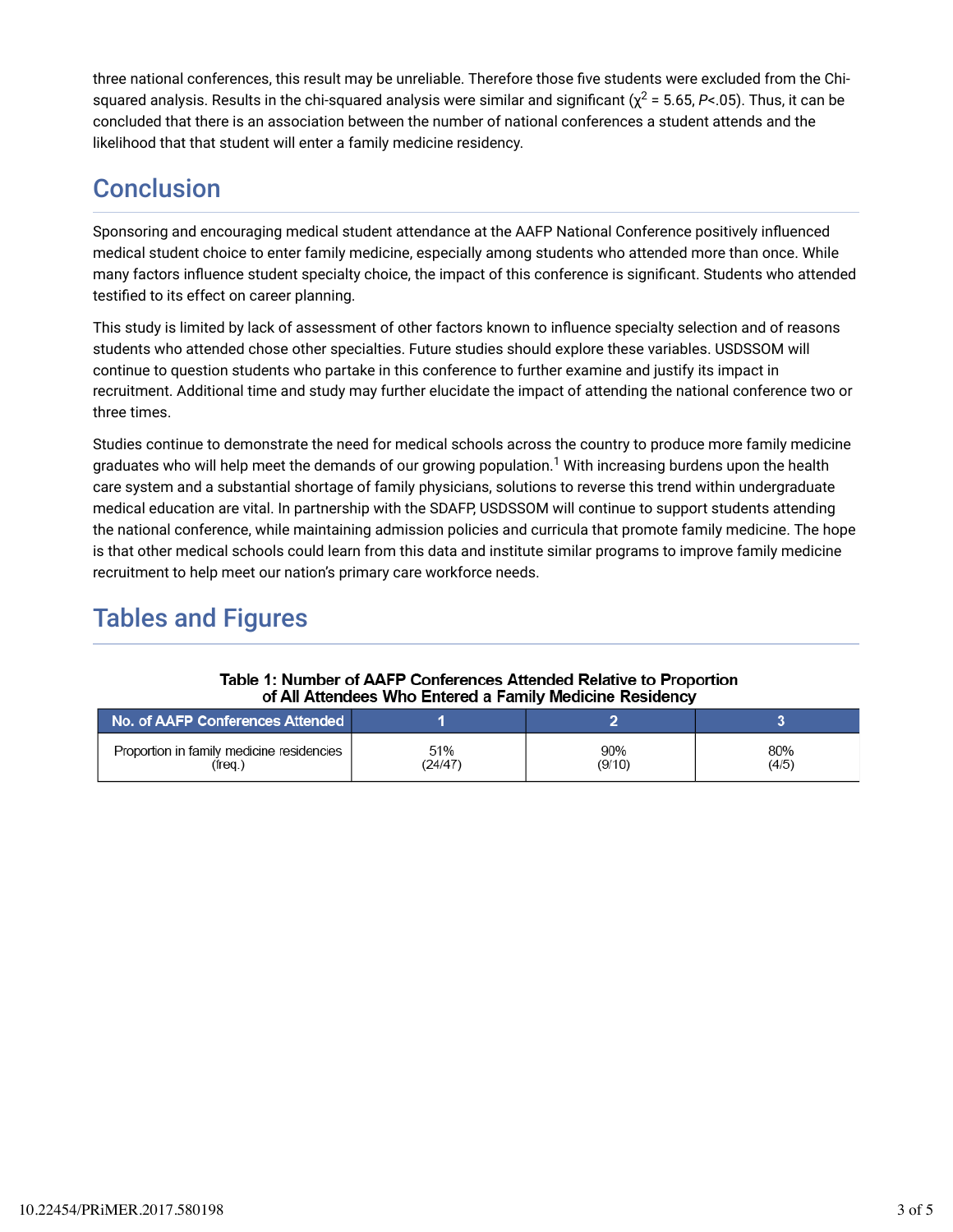three national conferences, this result may be unreliable. Therefore those five students were excluded from the Chi-squared analysis. Results in the chi-squared analysis were similar and significant ($\chi^2$ = 5.65, $P$<.05). Thus, it can be concluded that there is an association between the number of national conferences a student attends and the likelihood that that student will enter a family medicine residency.

## Conclusion

Sponsoring and encouraging medical student attendance at the AAFP National Conference positively influenced medical student choice to enter family medicine, especially among students who attended more than once. While many factors influence student specialty choice, the impact of this conference is significant. Students who attended testified to its effect on career planning.

This study is limited by lack of assessment of other factors known to influence specialty selection and of reasons students who attended chose other specialties. Future studies should explore these variables. USDSSOM will continue to question students who partake in this conference to further examine and justify its impact in recruitment. Additional time and study may further elucidate the impact of attending the national conference two or three times.

Studies continue to demonstrate the need for medical schools across the country to produce more family medicine graduates who will help meet the demands of our growing population.[1] With increasing burdens upon the health care system and a substantial shortage of family physicians, solutions to reverse this trend within undergraduate medical education are vital. In partnership with the SDAFP, USDSSOM will continue to support students attending the national conference, while maintaining admission policies and curricula that promote family medicine. The hope is that other medical schools could learn from this data and institute similar programs to improve family medicine recruitment to help meet our nation's primary care workforce needs.

## Tables and Figures

**Table 1: Number of AAFP Conferences Attended Relative to Proportion of All Attendees Who Entered a Family Medicine Residency**

| No. of AAFP Conferences Attended | 1 | 2 | 3 |
|---|---|---|---|
| Proportion in family medicine residencies (freq.) | 51% (24/47) | 90% (9/10) | 80% (4/5) |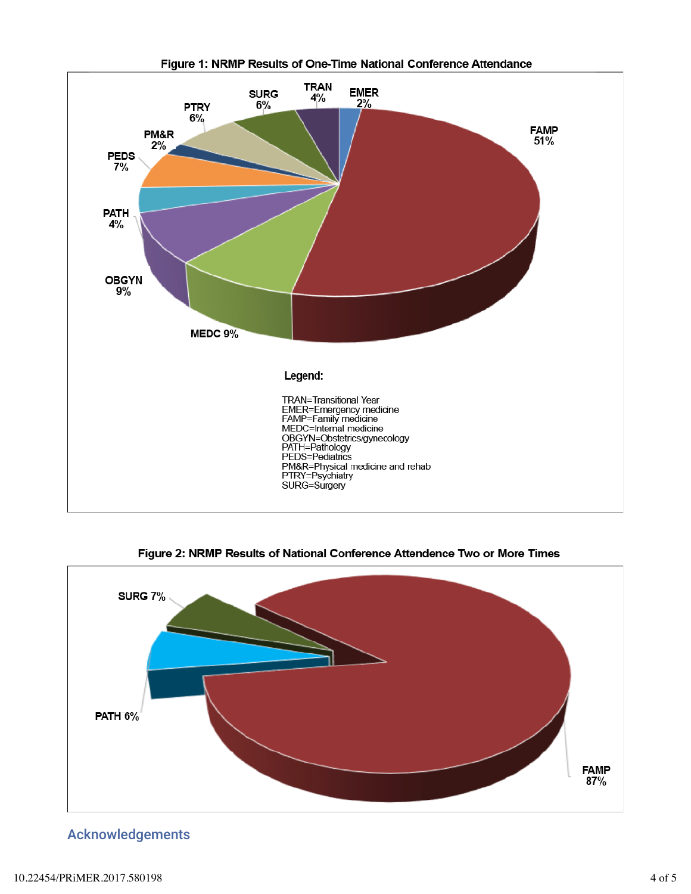**Figure 1: NRMP Results of One-Time National Conference Attendance**

FAMP 51%, MEDC 9%, OBGYN 9%, PATH 4%, PEDS 7%, PM&R 2%, PTRY 6%, SURG 6%, TRAN 4%, EMER 2%

**Legend:**

TRAN=Transitional Year
EMER=Emergency medicine
FAMP=Family medicine
MEDC=Internal medicine
OBGYN=Obstetrics/gynecology
PATH=Pathology
PEDS=Pediatrics
PM&R=Physical medicine and rehab
PTRY=Psychiatry
SURG=Surgery

**Figure 2: NRMP Results of National Conference Attendence Two or More Times**

SURG 7%, PATH 6%, FAMP 87%

## Acknowledgements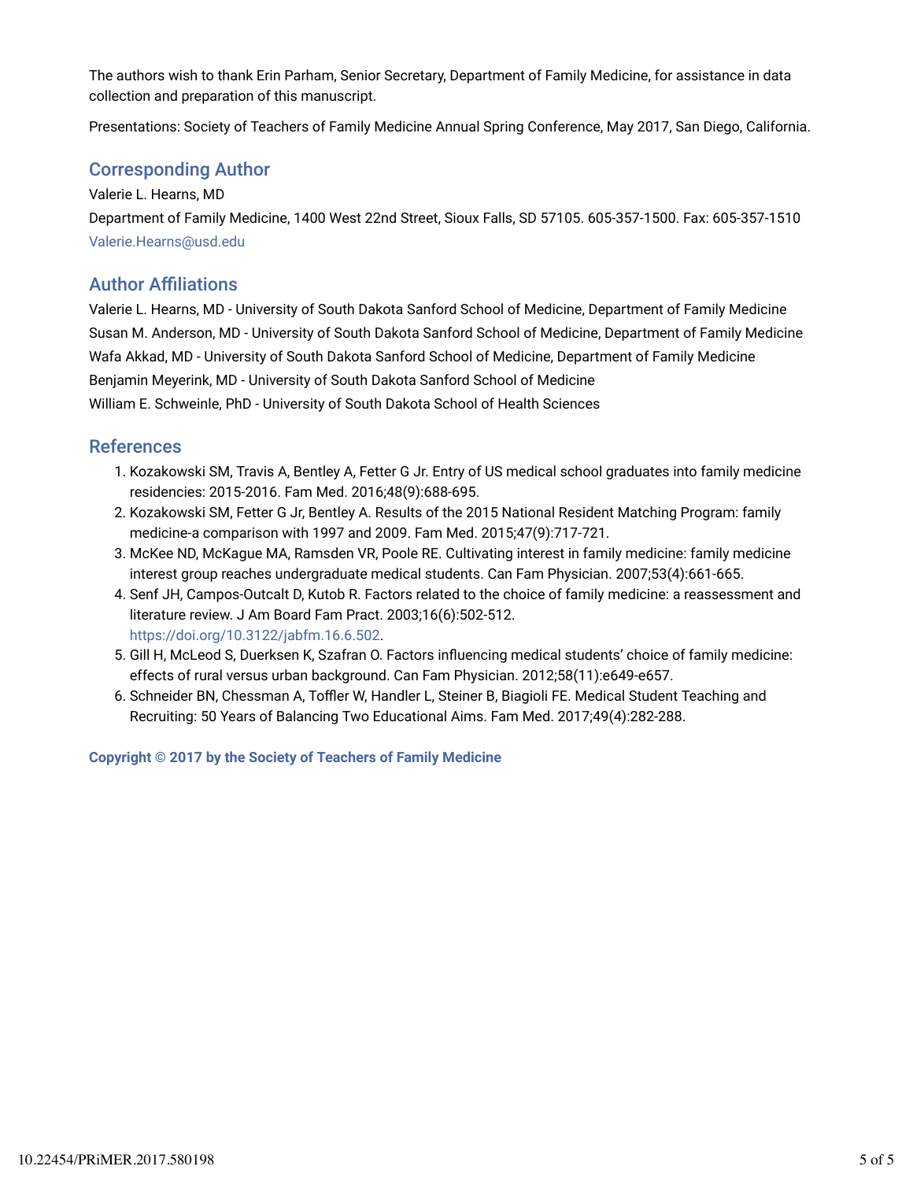The authors wish to thank Erin Parham, Senior Secretary, Department of Family Medicine, for assistance in data collection and preparation of this manuscript.

Presentations: Society of Teachers of Family Medicine Annual Spring Conference, May 2017, San Diego, California.

## Corresponding Author

Valerie L. Hearns, MD

Department of Family Medicine, 1400 West 22nd Street, Sioux Falls, SD 57105. 605-357-1500. Fax: 605-357-1510

Valerie.Hearns@usd.edu

## Author Affiliations

Valerie L. Hearns, MD - University of South Dakota Sanford School of Medicine, Department of Family Medicine

Susan M. Anderson, MD - University of South Dakota Sanford School of Medicine, Department of Family Medicine

Wafa Akkad, MD - University of South Dakota Sanford School of Medicine, Department of Family Medicine

Benjamin Meyerink, MD - University of South Dakota Sanford School of Medicine

William E. Schweinle, PhD - University of South Dakota School of Health Sciences

## References

1. Kozakowski SM, Travis A, Bentley A, Fetter G Jr. Entry of US medical school graduates into family medicine residencies: 2015-2016. Fam Med. 2016;48(9):688-695.
2. Kozakowski SM, Fetter G Jr, Bentley A. Results of the 2015 National Resident Matching Program: family medicine-a comparison with 1997 and 2009. Fam Med. 2015;47(9):717-721.
3. McKee ND, McKague MA, Ramsden VR, Poole RE. Cultivating interest in family medicine: family medicine interest group reaches undergraduate medical students. Can Fam Physician. 2007;53(4):661-665.
4. Senf JH, Campos-Outcalt D, Kutob R. Factors related to the choice of family medicine: a reassessment and literature review. J Am Board Fam Pract. 2003;16(6):502-512. https://doi.org/10.3122/jabfm.16.6.502.
5. Gill H, McLeod S, Duerksen K, Szafran O. Factors influencing medical students' choice of family medicine: effects of rural versus urban background. Can Fam Physician. 2012;58(11):e649-e657.
6. Schneider BN, Chessman A, Toffler W, Handler L, Steiner B, Biagioli FE. Medical Student Teaching and Recruiting: 50 Years of Balancing Two Educational Aims. Fam Med. 2017;49(4):282-288.

**Copyright © 2017 by the Society of Teachers of Family Medicine**